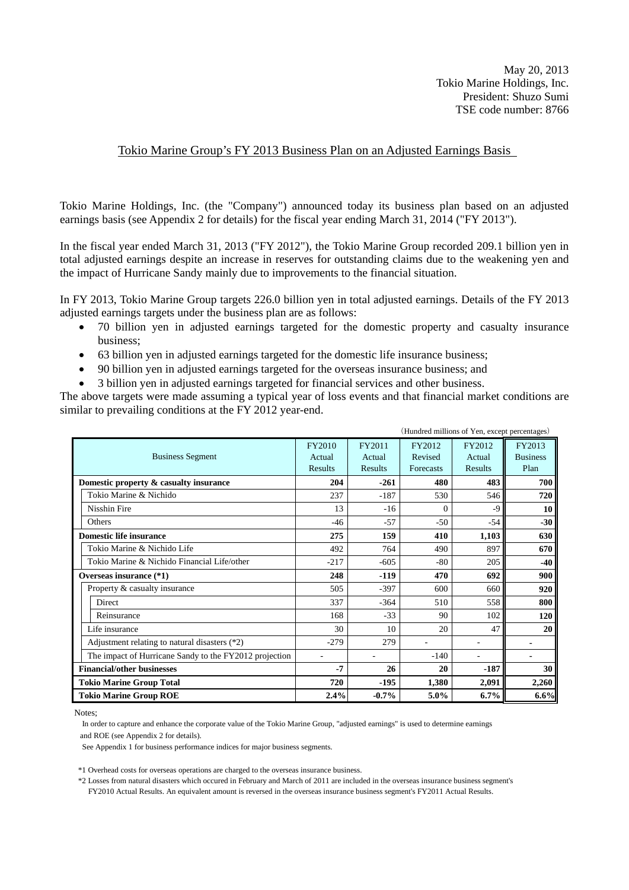May 20, 2013
Tokio Marine Holdings, Inc.
President: Shuzo Sumi
TSE code number: 8766

# Tokio Marine Group's FY 2013 Business Plan on an Adjusted Earnings Basis

Tokio Marine Holdings, Inc. (the "Company") announced today its business plan based on an adjusted earnings basis (see Appendix 2 for details) for the fiscal year ending March 31, 2014 ("FY 2013").

In the fiscal year ended March 31, 2013 ("FY 2012"), the Tokio Marine Group recorded 209.1 billion yen in total adjusted earnings despite an increase in reserves for outstanding claims due to the weakening yen and the impact of Hurricane Sandy mainly due to improvements to the financial situation.

In FY 2013, Tokio Marine Group targets 226.0 billion yen in total adjusted earnings. Details of the FY 2013 adjusted earnings targets under the business plan are as follows:

- 70 billion yen in adjusted earnings targeted for the domestic property and casualty insurance business;
- 63 billion yen in adjusted earnings targeted for the domestic life insurance business;
- 90 billion yen in adjusted earnings targeted for the overseas insurance business; and
- 3 billion yen in adjusted earnings targeted for financial services and other business.

The above targets were made assuming a typical year of loss events and that financial market conditions are similar to prevailing conditions at the FY 2012 year-end.

(Hundred millions of Yen, except percentages)

| Business Segment | FY2010 Actual Results | FY2011 Actual Results | FY2012 Revised Forecasts | FY2012 Actual Results | FY2013 Business Plan |
|---|---|---|---|---|---|
| **Domestic property & casualty insurance** | **204** | **-261** | **480** | **483** | **700** |
| Tokio Marine & Nichido | 237 | -187 | 530 | 546 | **720** |
| Nisshin Fire | 13 | -16 | 0 | -9 | **10** |
| Others | -46 | -57 | -50 | -54 | **-30** |
| **Domestic life insurance** | **275** | **159** | **410** | **1,103** | **630** |
| Tokio Marine & Nichido Life | 492 | 764 | 490 | 897 | **670** |
| Tokio Marine & Nichido Financial Life/other | -217 | -605 | -80 | 205 | **-40** |
| **Overseas insurance (*1)** | **248** | **-119** | **470** | **692** | **900** |
| Property & casualty insurance | 505 | -397 | 600 | 660 | **920** |
| Direct | 337 | -364 | 510 | 558 | **800** |
| Reinsurance | 168 | -33 | 90 | 102 | **120** |
| Life insurance | 30 | 10 | 20 | 47 | **20** |
| Adjustment relating to natural disasters (*2) | -279 | 279 | - | - | - |
| The impact of Hurricane Sandy to the FY2012 projection | - | - | -140 | - | - |
| **Financial/other businesses** | **-7** | **26** | **20** | **-187** | **30** |
| **Tokio Marine Group Total** | **720** | **-195** | **1,380** | **2,091** | **2,260** |
| **Tokio Marine Group ROE** | **2.4%** | **-0.7%** | **5.0%** | **6.7%** | **6.6%** |

Notes;

In order to capture and enhance the corporate value of the Tokio Marine Group, "adjusted earnings" is used to determine earnings and ROE (see Appendix 2 for details).

See Appendix 1 for business performance indices for major business segments.

*1 Overhead costs for overseas operations are charged to the overseas insurance business.

*2 Losses from natural disasters which occured in February and March of 2011 are included in the overseas insurance business segment's FY2010 Actual Results. An equivalent amount is reversed in the overseas insurance business segment's FY2011 Actual Results.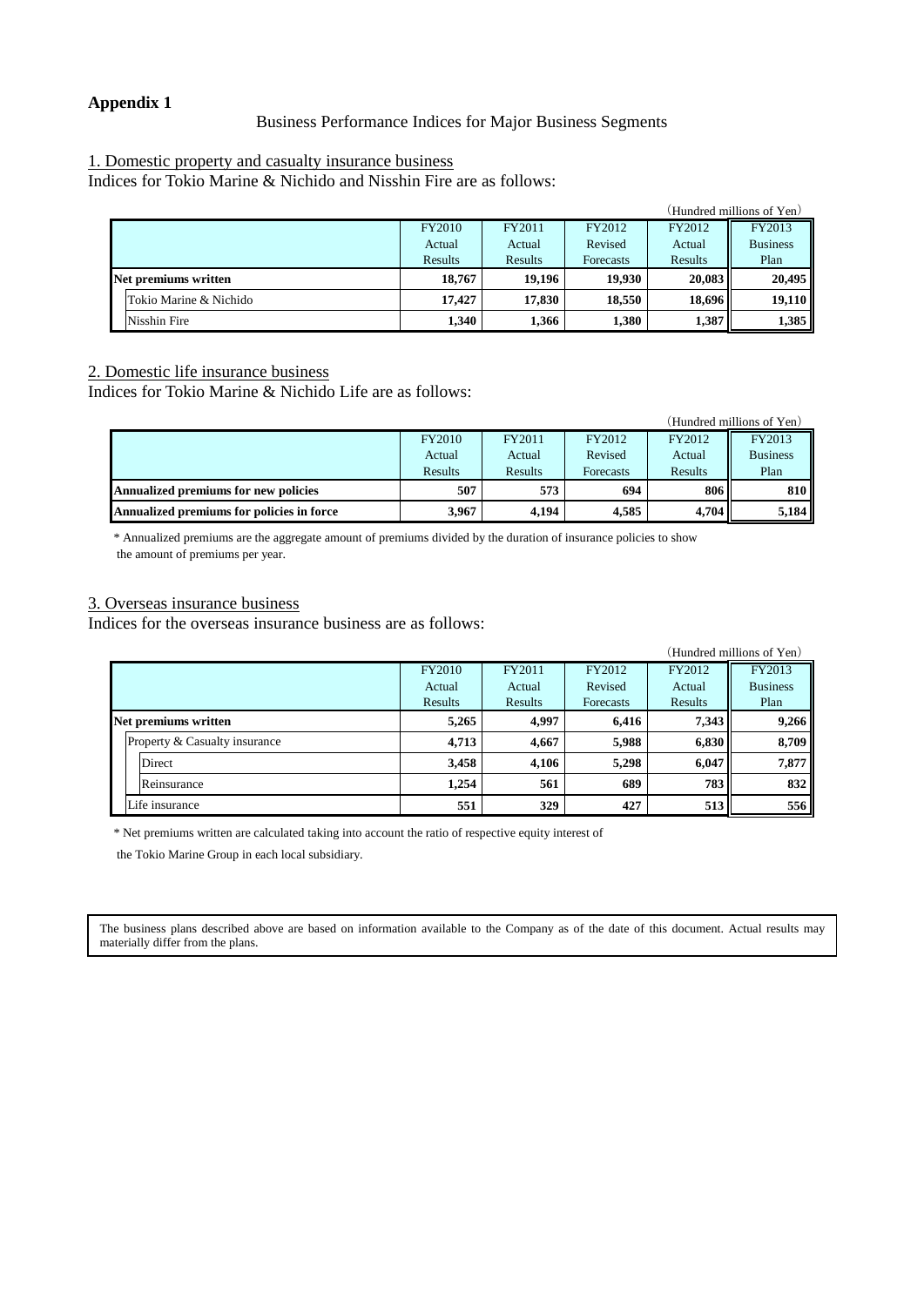**Appendix 1**

Business Performance Indices for Major Business Segments

1. Domestic property and casualty insurance business

Indices for Tokio Marine & Nichido and Nisshin Fire are as follows:

(Hundred millions of Yen)

| | FY2010 Actual Results | FY2011 Actual Results | FY2012 Revised Forecasts | FY2012 Actual Results | FY2013 Business Plan |
|---|---|---|---|---|---|
| **Net premiums written** | **18,767** | **19,196** | **19,930** | **20,083** | **20,495** |
| Tokio Marine & Nichido | **17,427** | **17,830** | **18,550** | **18,696** | **19,110** |
| Nisshin Fire | **1,340** | **1,366** | **1,380** | **1,387** | **1,385** |

2. Domestic life insurance business

Indices for Tokio Marine & Nichido Life are as follows:

(Hundred millions of Yen)

| | FY2010 Actual Results | FY2011 Actual Results | FY2012 Revised Forecasts | FY2012 Actual Results | FY2013 Business Plan |
|---|---|---|---|---|---|
| **Annualized premiums for new policies** | **507** | **573** | **694** | **806** | **810** |
| **Annualized premiums for policies in force** | **3,967** | **4,194** | **4,585** | **4,704** | **5,184** |

* Annualized premiums are the aggregate amount of premiums divided by the duration of insurance policies to show the amount of premiums per year.

3. Overseas insurance business

Indices for the overseas insurance business are as follows:

(Hundred millions of Yen)

| | FY2010 Actual Results | FY2011 Actual Results | FY2012 Revised Forecasts | FY2012 Actual Results | FY2013 Business Plan |
|---|---|---|---|---|---|
| **Net premiums written** | **5,265** | **4,997** | **6,416** | **7,343** | **9,266** |
| Property & Casualty insurance | **4,713** | **4,667** | **5,988** | **6,830** | **8,709** |
| Direct | **3,458** | **4,106** | **5,298** | **6,047** | **7,877** |
| Reinsurance | **1,254** | **561** | **689** | **783** | **832** |
| Life insurance | **551** | **329** | **427** | **513** | **556** |

* Net premiums written are calculated taking into account the ratio of respective equity interest of the Tokio Marine Group in each local subsidiary.

The business plans described above are based on information available to the Company as of the date of this document. Actual results may materially differ from the plans.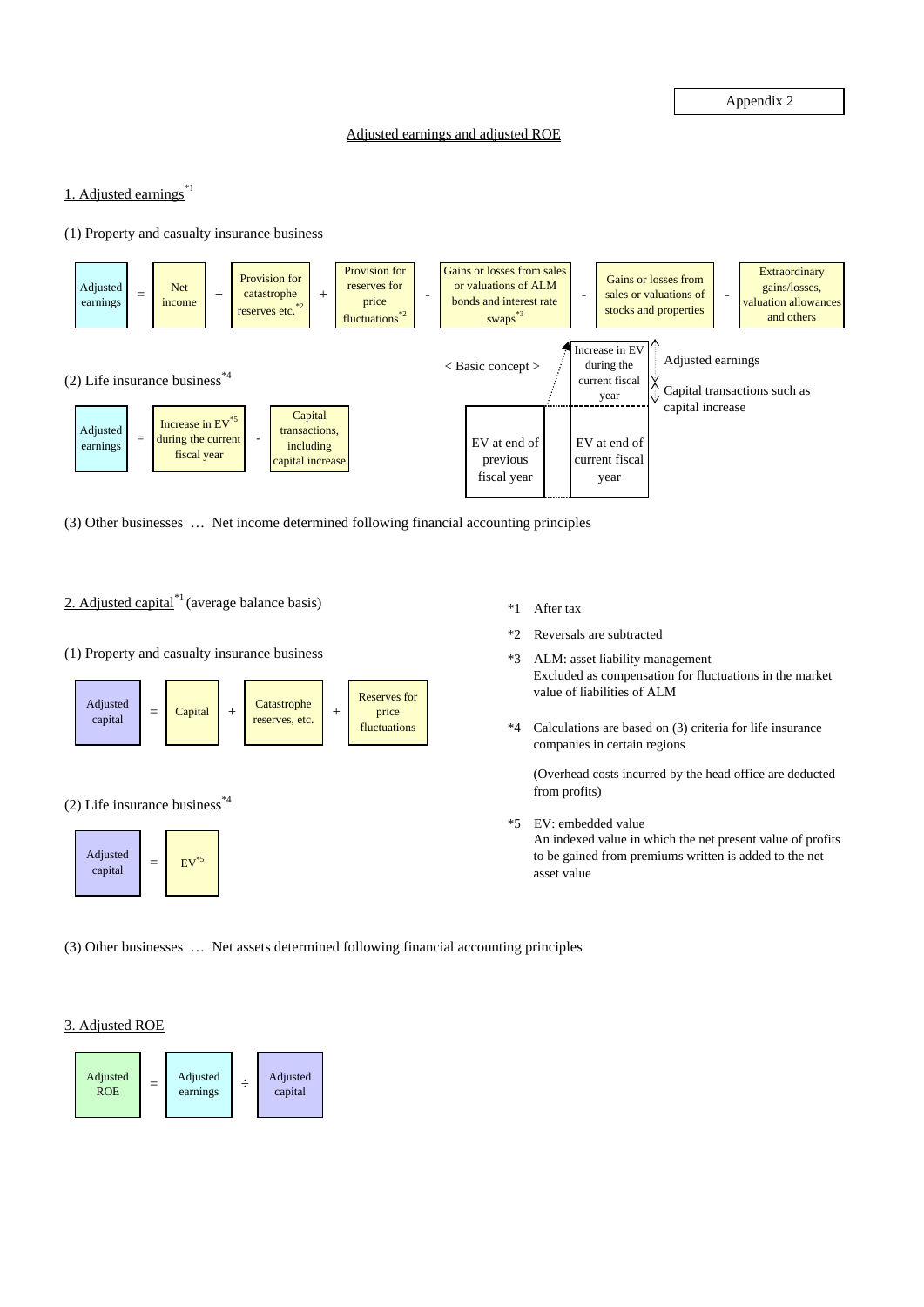Appendix 2

## Adjusted earnings and adjusted ROE

### 1. Adjusted earnings[*1]

(1) Property and casualty insurance business

Adjusted earnings = Net income + Provision for catastrophe reserves etc.[*2] + Provision for reserves for price fluctuations[*2] - Gains or losses from sales or valuations of ALM bonds and interest rate swaps[*3] - Gains or losses from sales or valuations of stocks and properties - Extraordinary gains/losses, valuation allowances and others

(2) Life insurance business[*4]

Adjusted earnings = Increase in EV[*5] during the current fiscal year - Capital transactions, including capital increase

< Basic concept >

EV at end of previous fiscal year

EV at end of current fiscal year

Increase in EV during the current fiscal year

Adjusted earnings

Capital transactions such as capital increase

(3) Other businesses … Net income determined following financial accounting principles

### 2. Adjusted capital[*1] (average balance basis)

(1) Property and casualty insurance business

Adjusted capital = Capital + Catastrophe reserves, etc. + Reserves for price fluctuations

(2) Life insurance business[*4]

Adjusted capital = EV[*5]

(3) Other businesses … Net assets determined following financial accounting principles

*1 After tax

*2 Reversals are subtracted

*3 ALM: asset liability management
Excluded as compensation for fluctuations in the market value of liabilities of ALM

*4 Calculations are based on (3) criteria for life insurance companies in certain regions

(Overhead costs incurred by the head office are deducted from profits)

*5 EV: embedded value
An indexed value in which the net present value of profits to be gained from premiums written is added to the net asset value

### 3. Adjusted ROE

Adjusted ROE = Adjusted earnings ÷ Adjusted capital